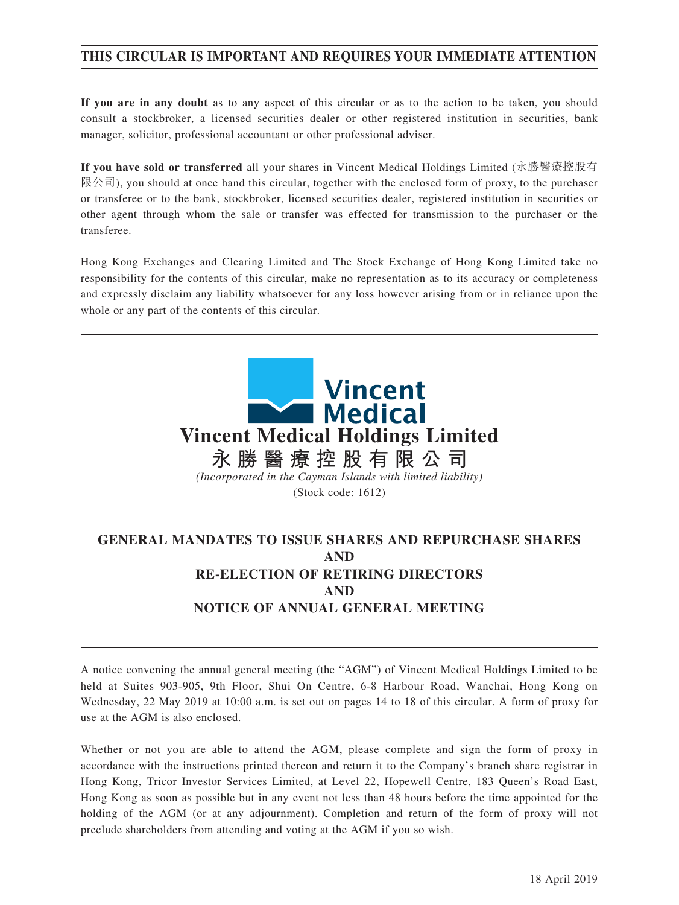**THIS CIRCULAR IS IMPORTANT AND REQUIRES YOUR IMMEDIATE ATTENTION**

**If you are in any doubt** as to any aspect of this circular or as to the action to be taken, you should consult a stockbroker, a licensed securities dealer or other registered institution in securities, bank manager, solicitor, professional accountant or other professional adviser.

**If you have sold or transferred** all your shares in Vincent Medical Holdings Limited (永勝醫療控股有限公司), you should at once hand this circular, together with the enclosed form of proxy, to the purchaser or transferee or to the bank, stockbroker, licensed securities dealer, registered institution in securities or other agent through whom the sale or transfer was effected for transmission to the purchaser or the transferee.

Hong Kong Exchanges and Clearing Limited and The Stock Exchange of Hong Kong Limited take no responsibility for the contents of this circular, make no representation as to its accuracy or completeness and expressly disclaim any liability whatsoever for any loss however arising from or in reliance upon the whole or any part of the contents of this circular.

# Vincent Medical Holdings Limited
# 永勝醫療控股有限公司

*(Incorporated in the Cayman Islands with limited liability)*

(Stock code: 1612)

## GENERAL MANDATES TO ISSUE SHARES AND REPURCHASE SHARES AND RE-ELECTION OF RETIRING DIRECTORS AND NOTICE OF ANNUAL GENERAL MEETING

A notice convening the annual general meeting (the "AGM") of Vincent Medical Holdings Limited to be held at Suites 903-905, 9th Floor, Shui On Centre, 6-8 Harbour Road, Wanchai, Hong Kong on Wednesday, 22 May 2019 at 10:00 a.m. is set out on pages 14 to 18 of this circular. A form of proxy for use at the AGM is also enclosed.

Whether or not you are able to attend the AGM, please complete and sign the form of proxy in accordance with the instructions printed thereon and return it to the Company's branch share registrar in Hong Kong, Tricor Investor Services Limited, at Level 22, Hopewell Centre, 183 Queen's Road East, Hong Kong as soon as possible but in any event not less than 48 hours before the time appointed for the holding of the AGM (or at any adjournment). Completion and return of the form of proxy will not preclude shareholders from attending and voting at the AGM if you so wish.

18 April 2019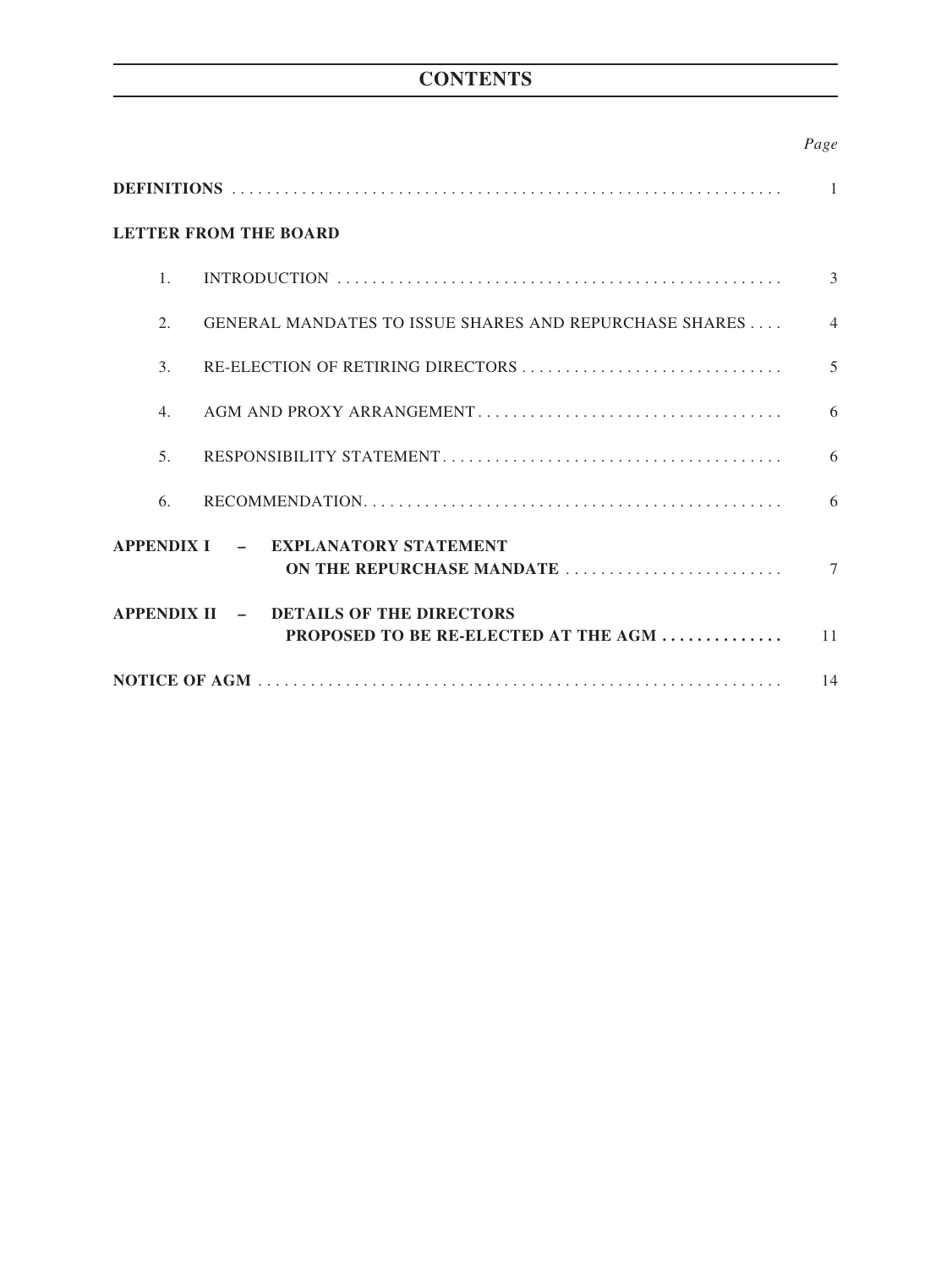# CONTENTS

| | Page |
|---|---|
| **DEFINITIONS** | 1 |
| **LETTER FROM THE BOARD** | |
| 1. INTRODUCTION | 3 |
| 2. GENERAL MANDATES TO ISSUE SHARES AND REPURCHASE SHARES | 4 |
| 3. RE-ELECTION OF RETIRING DIRECTORS | 5 |
| 4. AGM AND PROXY ARRANGEMENT | 6 |
| 5. RESPONSIBILITY STATEMENT | 6 |
| 6. RECOMMENDATION | 6 |
| **APPENDIX I – EXPLANATORY STATEMENT ON THE REPURCHASE MANDATE** | 7 |
| **APPENDIX II – DETAILS OF THE DIRECTORS PROPOSED TO BE RE-ELECTED AT THE AGM** | 11 |
| **NOTICE OF AGM** | 14 |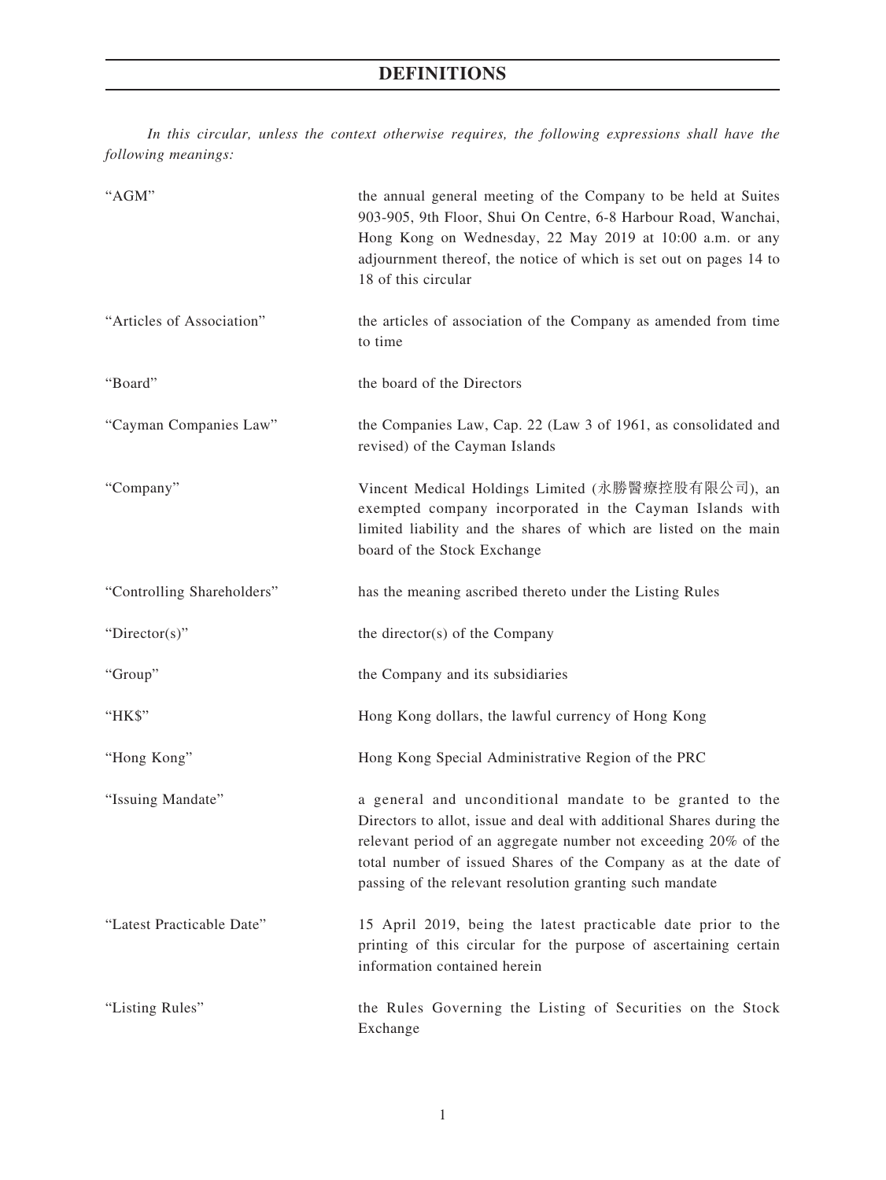# DEFINITIONS

*In this circular, unless the context otherwise requires, the following expressions shall have the following meanings:*

| | |
|---|---|
| "AGM" | the annual general meeting of the Company to be held at Suites 903-905, 9th Floor, Shui On Centre, 6-8 Harbour Road, Wanchai, Hong Kong on Wednesday, 22 May 2019 at 10:00 a.m. or any adjournment thereof, the notice of which is set out on pages 14 to 18 of this circular |
| "Articles of Association" | the articles of association of the Company as amended from time to time |
| "Board" | the board of the Directors |
| "Cayman Companies Law" | the Companies Law, Cap. 22 (Law 3 of 1961, as consolidated and revised) of the Cayman Islands |
| "Company" | Vincent Medical Holdings Limited (永勝醫療控股有限公司), an exempted company incorporated in the Cayman Islands with limited liability and the shares of which are listed on the main board of the Stock Exchange |
| "Controlling Shareholders" | has the meaning ascribed thereto under the Listing Rules |
| "Director(s)" | the director(s) of the Company |
| "Group" | the Company and its subsidiaries |
| "HK$" | Hong Kong dollars, the lawful currency of Hong Kong |
| "Hong Kong" | Hong Kong Special Administrative Region of the PRC |
| "Issuing Mandate" | a general and unconditional mandate to be granted to the Directors to allot, issue and deal with additional Shares during the relevant period of an aggregate number not exceeding 20% of the total number of issued Shares of the Company as at the date of passing of the relevant resolution granting such mandate |
| "Latest Practicable Date" | 15 April 2019, being the latest practicable date prior to the printing of this circular for the purpose of ascertaining certain information contained herein |
| "Listing Rules" | the Rules Governing the Listing of Securities on the Stock Exchange |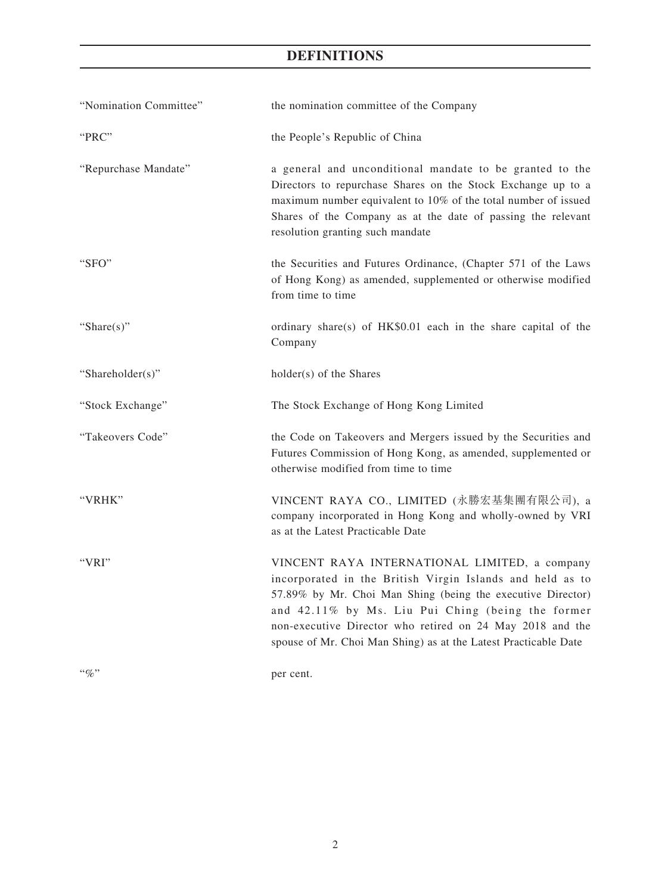# DEFINITIONS

| | |
|---|---|
| "Nomination Committee" | the nomination committee of the Company |
| "PRC" | the People's Republic of China |
| "Repurchase Mandate" | a general and unconditional mandate to be granted to the Directors to repurchase Shares on the Stock Exchange up to a maximum number equivalent to 10% of the total number of issued Shares of the Company as at the date of passing the relevant resolution granting such mandate |
| "SFO" | the Securities and Futures Ordinance, (Chapter 571 of the Laws of Hong Kong) as amended, supplemented or otherwise modified from time to time |
| "Share(s)" | ordinary share(s) of HK$0.01 each in the share capital of the Company |
| "Shareholder(s)" | holder(s) of the Shares |
| "Stock Exchange" | The Stock Exchange of Hong Kong Limited |
| "Takeovers Code" | the Code on Takeovers and Mergers issued by the Securities and Futures Commission of Hong Kong, as amended, supplemented or otherwise modified from time to time |
| "VRHK" | VINCENT RAYA CO., LIMITED (永勝宏基集團有限公司), a company incorporated in Hong Kong and wholly-owned by VRI as at the Latest Practicable Date |
| "VRI" | VINCENT RAYA INTERNATIONAL LIMITED, a company incorporated in the British Virgin Islands and held as to 57.89% by Mr. Choi Man Shing (being the executive Director) and 42.11% by Ms. Liu Pui Ching (being the former non-executive Director who retired on 24 May 2018 and the spouse of Mr. Choi Man Shing) as at the Latest Practicable Date |
| "%" | per cent. |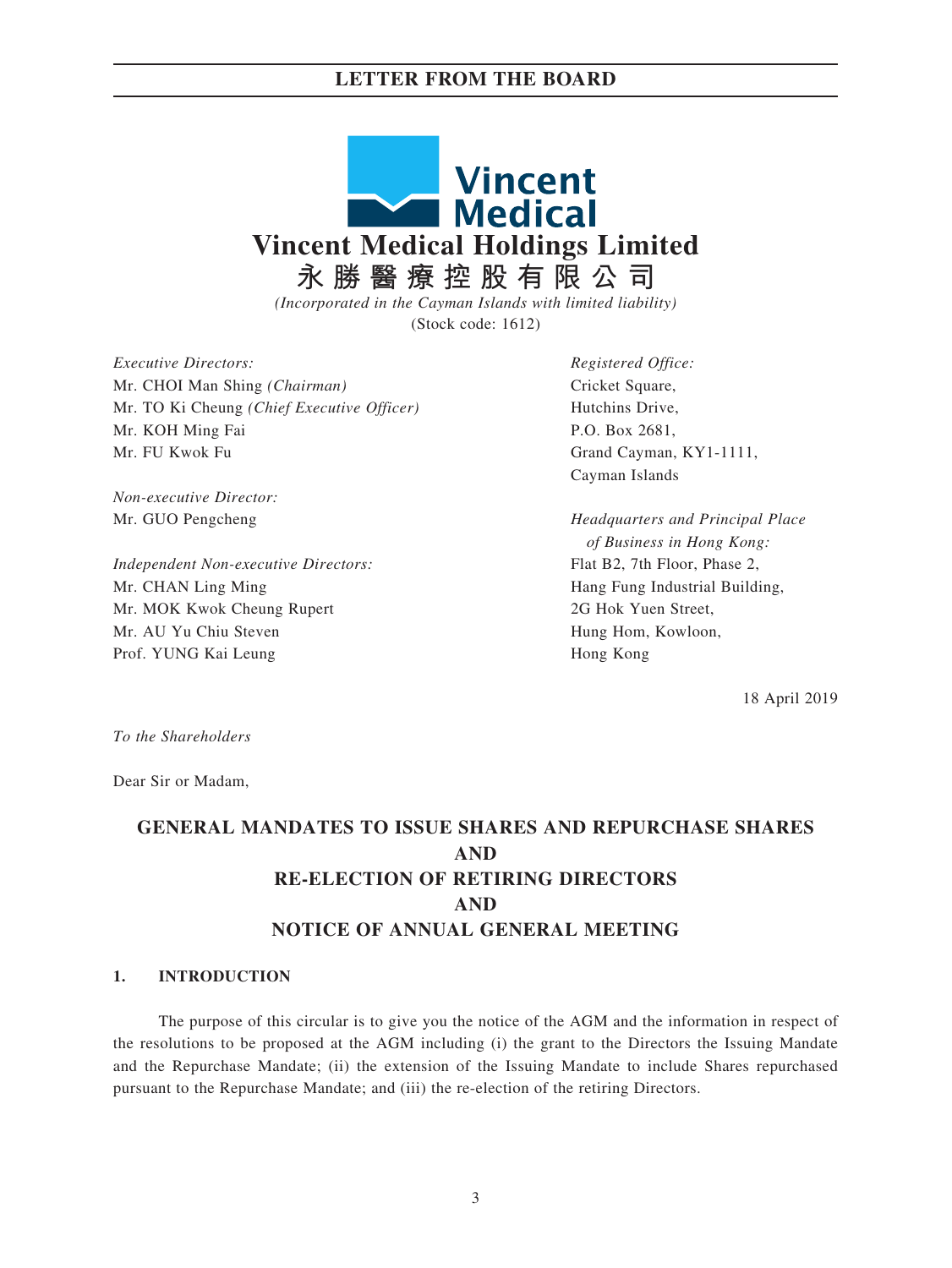# Vincent Medical Holdings Limited

# 永勝醫療控股有限公司

*(Incorporated in the Cayman Islands with limited liability)*

(Stock code: 1612)

*Executive Directors:*
Mr. CHOI Man Shing *(Chairman)*
Mr. TO Ki Cheung *(Chief Executive Officer)*
Mr. KOH Ming Fai
Mr. FU Kwok Fu

*Non-executive Director:*
Mr. GUO Pengcheng

*Independent Non-executive Directors:*
Mr. CHAN Ling Ming
Mr. MOK Kwok Cheung Rupert
Mr. AU Yu Chiu Steven
Prof. YUNG Kai Leung

*Registered Office:*
Cricket Square,
Hutchins Drive,
P.O. Box 2681,
Grand Cayman, KY1-1111,
Cayman Islands

*Headquarters and Principal Place of Business in Hong Kong:*
Flat B2, 7th Floor, Phase 2,
Hang Fung Industrial Building,
2G Hok Yuen Street,
Hung Hom, Kowloon,
Hong Kong

18 April 2019

*To the Shareholders*

Dear Sir or Madam,

## GENERAL MANDATES TO ISSUE SHARES AND REPURCHASE SHARES AND RE-ELECTION OF RETIRING DIRECTORS AND NOTICE OF ANNUAL GENERAL MEETING

### 1. INTRODUCTION

The purpose of this circular is to give you the notice of the AGM and the information in respect of the resolutions to be proposed at the AGM including (i) the grant to the Directors the Issuing Mandate and the Repurchase Mandate; (ii) the extension of the Issuing Mandate to include Shares repurchased pursuant to the Repurchase Mandate; and (iii) the re-election of the retiring Directors.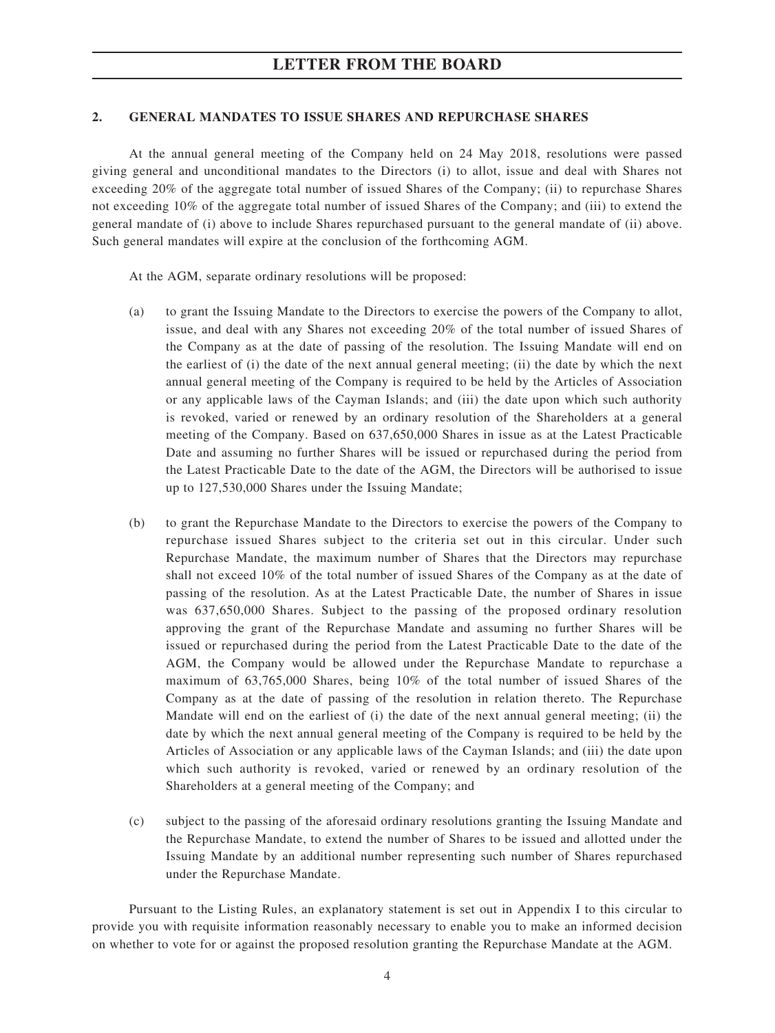## 2. GENERAL MANDATES TO ISSUE SHARES AND REPURCHASE SHARES

At the annual general meeting of the Company held on 24 May 2018, resolutions were passed giving general and unconditional mandates to the Directors (i) to allot, issue and deal with Shares not exceeding 20% of the aggregate total number of issued Shares of the Company; (ii) to repurchase Shares not exceeding 10% of the aggregate total number of issued Shares of the Company; and (iii) to extend the general mandate of (i) above to include Shares repurchased pursuant to the general mandate of (ii) above. Such general mandates will expire at the conclusion of the forthcoming AGM.

At the AGM, separate ordinary resolutions will be proposed:

(a) to grant the Issuing Mandate to the Directors to exercise the powers of the Company to allot, issue, and deal with any Shares not exceeding 20% of the total number of issued Shares of the Company as at the date of passing of the resolution. The Issuing Mandate will end on the earliest of (i) the date of the next annual general meeting; (ii) the date by which the next annual general meeting of the Company is required to be held by the Articles of Association or any applicable laws of the Cayman Islands; and (iii) the date upon which such authority is revoked, varied or renewed by an ordinary resolution of the Shareholders at a general meeting of the Company. Based on 637,650,000 Shares in issue as at the Latest Practicable Date and assuming no further Shares will be issued or repurchased during the period from the Latest Practicable Date to the date of the AGM, the Directors will be authorised to issue up to 127,530,000 Shares under the Issuing Mandate;

(b) to grant the Repurchase Mandate to the Directors to exercise the powers of the Company to repurchase issued Shares subject to the criteria set out in this circular. Under such Repurchase Mandate, the maximum number of Shares that the Directors may repurchase shall not exceed 10% of the total number of issued Shares of the Company as at the date of passing of the resolution. As at the Latest Practicable Date, the number of Shares in issue was 637,650,000 Shares. Subject to the passing of the proposed ordinary resolution approving the grant of the Repurchase Mandate and assuming no further Shares will be issued or repurchased during the period from the Latest Practicable Date to the date of the AGM, the Company would be allowed under the Repurchase Mandate to repurchase a maximum of 63,765,000 Shares, being 10% of the total number of issued Shares of the Company as at the date of passing of the resolution in relation thereto. The Repurchase Mandate will end on the earliest of (i) the date of the next annual general meeting; (ii) the date by which the next annual general meeting of the Company is required to be held by the Articles of Association or any applicable laws of the Cayman Islands; and (iii) the date upon which such authority is revoked, varied or renewed by an ordinary resolution of the Shareholders at a general meeting of the Company; and

(c) subject to the passing of the aforesaid ordinary resolutions granting the Issuing Mandate and the Repurchase Mandate, to extend the number of Shares to be issued and allotted under the Issuing Mandate by an additional number representing such number of Shares repurchased under the Repurchase Mandate.

Pursuant to the Listing Rules, an explanatory statement is set out in Appendix I to this circular to provide you with requisite information reasonably necessary to enable you to make an informed decision on whether to vote for or against the proposed resolution granting the Repurchase Mandate at the AGM.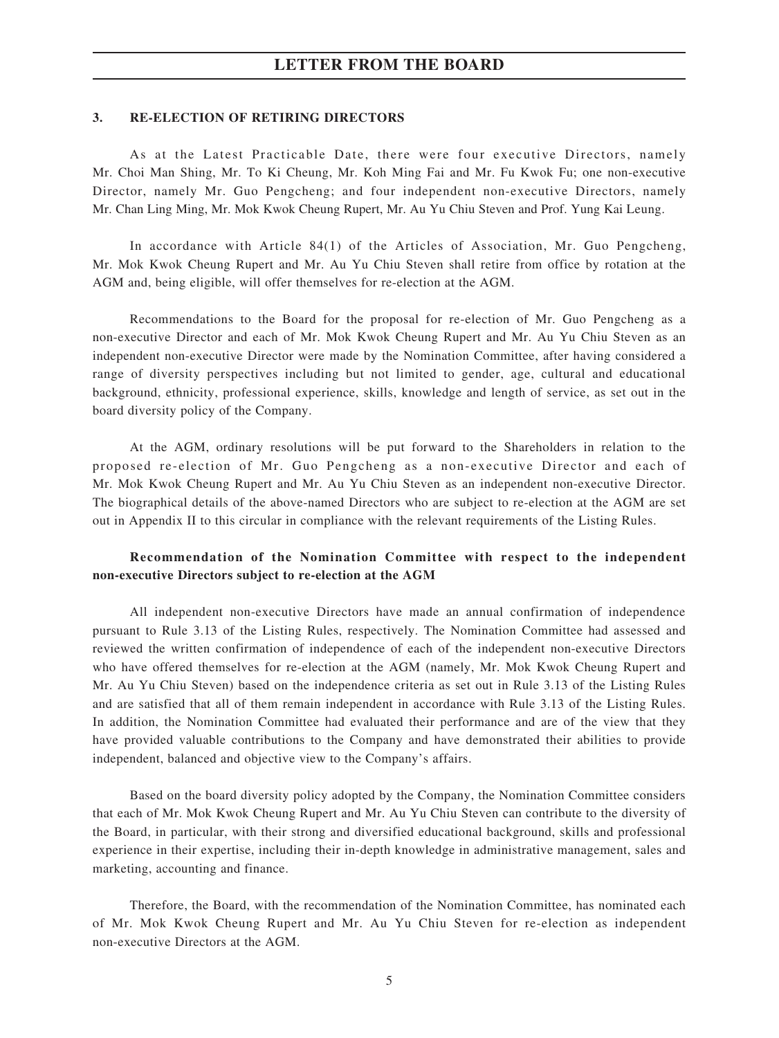## 3. RE-ELECTION OF RETIRING DIRECTORS

As at the Latest Practicable Date, there were four executive Directors, namely Mr. Choi Man Shing, Mr. To Ki Cheung, Mr. Koh Ming Fai and Mr. Fu Kwok Fu; one non-executive Director, namely Mr. Guo Pengcheng; and four independent non-executive Directors, namely Mr. Chan Ling Ming, Mr. Mok Kwok Cheung Rupert, Mr. Au Yu Chiu Steven and Prof. Yung Kai Leung.

In accordance with Article 84(1) of the Articles of Association, Mr. Guo Pengcheng, Mr. Mok Kwok Cheung Rupert and Mr. Au Yu Chiu Steven shall retire from office by rotation at the AGM and, being eligible, will offer themselves for re-election at the AGM.

Recommendations to the Board for the proposal for re-election of Mr. Guo Pengcheng as a non-executive Director and each of Mr. Mok Kwok Cheung Rupert and Mr. Au Yu Chiu Steven as an independent non-executive Director were made by the Nomination Committee, after having considered a range of diversity perspectives including but not limited to gender, age, cultural and educational background, ethnicity, professional experience, skills, knowledge and length of service, as set out in the board diversity policy of the Company.

At the AGM, ordinary resolutions will be put forward to the Shareholders in relation to the proposed re-election of Mr. Guo Pengcheng as a non-executive Director and each of Mr. Mok Kwok Cheung Rupert and Mr. Au Yu Chiu Steven as an independent non-executive Director. The biographical details of the above-named Directors who are subject to re-election at the AGM are set out in Appendix II to this circular in compliance with the relevant requirements of the Listing Rules.

### Recommendation of the Nomination Committee with respect to the independent non-executive Directors subject to re-election at the AGM

All independent non-executive Directors have made an annual confirmation of independence pursuant to Rule 3.13 of the Listing Rules, respectively. The Nomination Committee had assessed and reviewed the written confirmation of independence of each of the independent non-executive Directors who have offered themselves for re-election at the AGM (namely, Mr. Mok Kwok Cheung Rupert and Mr. Au Yu Chiu Steven) based on the independence criteria as set out in Rule 3.13 of the Listing Rules and are satisfied that all of them remain independent in accordance with Rule 3.13 of the Listing Rules. In addition, the Nomination Committee had evaluated their performance and are of the view that they have provided valuable contributions to the Company and have demonstrated their abilities to provide independent, balanced and objective view to the Company's affairs.

Based on the board diversity policy adopted by the Company, the Nomination Committee considers that each of Mr. Mok Kwok Cheung Rupert and Mr. Au Yu Chiu Steven can contribute to the diversity of the Board, in particular, with their strong and diversified educational background, skills and professional experience in their expertise, including their in-depth knowledge in administrative management, sales and marketing, accounting and finance.

Therefore, the Board, with the recommendation of the Nomination Committee, has nominated each of Mr. Mok Kwok Cheung Rupert and Mr. Au Yu Chiu Steven for re-election as independent non-executive Directors at the AGM.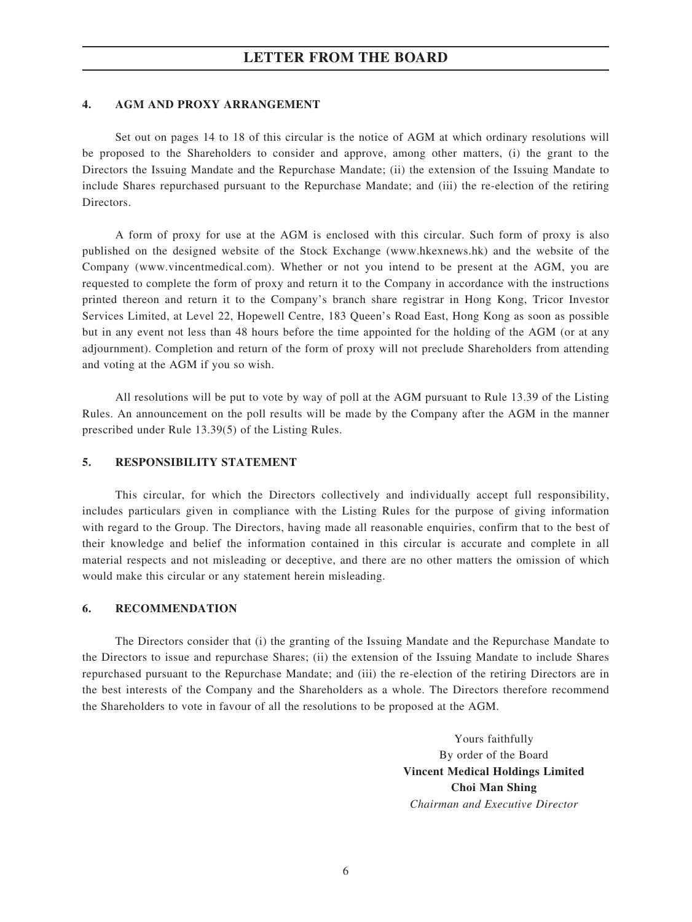## 4. AGM AND PROXY ARRANGEMENT

Set out on pages 14 to 18 of this circular is the notice of AGM at which ordinary resolutions will be proposed to the Shareholders to consider and approve, among other matters, (i) the grant to the Directors the Issuing Mandate and the Repurchase Mandate; (ii) the extension of the Issuing Mandate to include Shares repurchased pursuant to the Repurchase Mandate; and (iii) the re-election of the retiring Directors.

A form of proxy for use at the AGM is enclosed with this circular. Such form of proxy is also published on the designed website of the Stock Exchange (www.hkexnews.hk) and the website of the Company (www.vincentmedical.com). Whether or not you intend to be present at the AGM, you are requested to complete the form of proxy and return it to the Company in accordance with the instructions printed thereon and return it to the Company's branch share registrar in Hong Kong, Tricor Investor Services Limited, at Level 22, Hopewell Centre, 183 Queen's Road East, Hong Kong as soon as possible but in any event not less than 48 hours before the time appointed for the holding of the AGM (or at any adjournment). Completion and return of the form of proxy will not preclude Shareholders from attending and voting at the AGM if you so wish.

All resolutions will be put to vote by way of poll at the AGM pursuant to Rule 13.39 of the Listing Rules. An announcement on the poll results will be made by the Company after the AGM in the manner prescribed under Rule 13.39(5) of the Listing Rules.

## 5. RESPONSIBILITY STATEMENT

This circular, for which the Directors collectively and individually accept full responsibility, includes particulars given in compliance with the Listing Rules for the purpose of giving information with regard to the Group. The Directors, having made all reasonable enquiries, confirm that to the best of their knowledge and belief the information contained in this circular is accurate and complete in all material respects and not misleading or deceptive, and there are no other matters the omission of which would make this circular or any statement herein misleading.

## 6. RECOMMENDATION

The Directors consider that (i) the granting of the Issuing Mandate and the Repurchase Mandate to the Directors to issue and repurchase Shares; (ii) the extension of the Issuing Mandate to include Shares repurchased pursuant to the Repurchase Mandate; and (iii) the re-election of the retiring Directors are in the best interests of the Company and the Shareholders as a whole. The Directors therefore recommend the Shareholders to vote in favour of all the resolutions to be proposed at the AGM.

Yours faithfully
By order of the Board
**Vincent Medical Holdings Limited**
**Choi Man Shing**
*Chairman and Executive Director*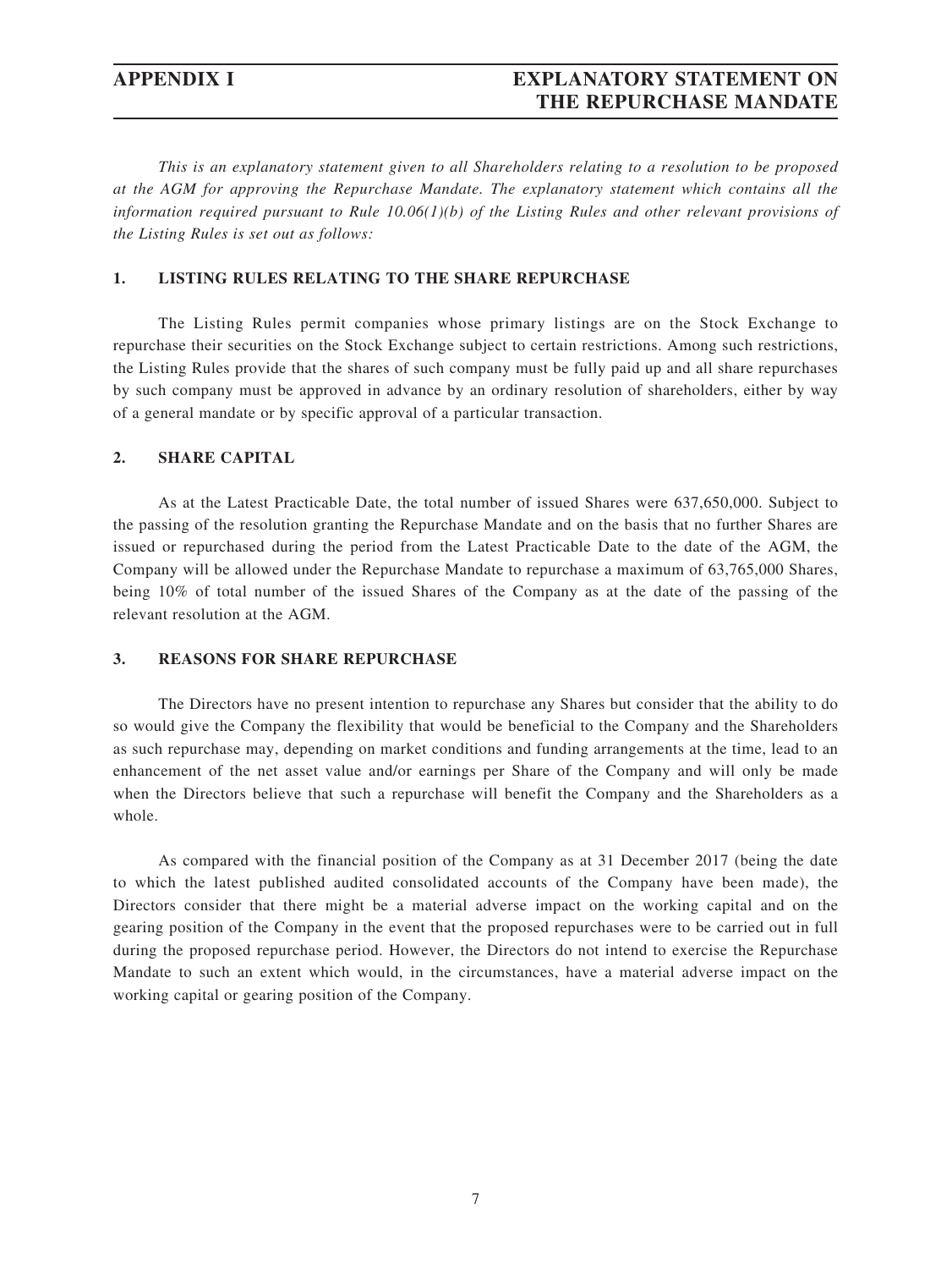# APPENDIX I — EXPLANATORY STATEMENT ON THE REPURCHASE MANDATE

*This is an explanatory statement given to all Shareholders relating to a resolution to be proposed at the AGM for approving the Repurchase Mandate. The explanatory statement which contains all the information required pursuant to Rule 10.06(1)(b) of the Listing Rules and other relevant provisions of the Listing Rules is set out as follows:*

## 1. LISTING RULES RELATING TO THE SHARE REPURCHASE

The Listing Rules permit companies whose primary listings are on the Stock Exchange to repurchase their securities on the Stock Exchange subject to certain restrictions. Among such restrictions, the Listing Rules provide that the shares of such company must be fully paid up and all share repurchases by such company must be approved in advance by an ordinary resolution of shareholders, either by way of a general mandate or by specific approval of a particular transaction.

## 2. SHARE CAPITAL

As at the Latest Practicable Date, the total number of issued Shares were 637,650,000. Subject to the passing of the resolution granting the Repurchase Mandate and on the basis that no further Shares are issued or repurchased during the period from the Latest Practicable Date to the date of the AGM, the Company will be allowed under the Repurchase Mandate to repurchase a maximum of 63,765,000 Shares, being 10% of total number of the issued Shares of the Company as at the date of the passing of the relevant resolution at the AGM.

## 3. REASONS FOR SHARE REPURCHASE

The Directors have no present intention to repurchase any Shares but consider that the ability to do so would give the Company the flexibility that would be beneficial to the Company and the Shareholders as such repurchase may, depending on market conditions and funding arrangements at the time, lead to an enhancement of the net asset value and/or earnings per Share of the Company and will only be made when the Directors believe that such a repurchase will benefit the Company and the Shareholders as a whole.

As compared with the financial position of the Company as at 31 December 2017 (being the date to which the latest published audited consolidated accounts of the Company have been made), the Directors consider that there might be a material adverse impact on the working capital and on the gearing position of the Company in the event that the proposed repurchases were to be carried out in full during the proposed repurchase period. However, the Directors do not intend to exercise the Repurchase Mandate to such an extent which would, in the circumstances, have a material adverse impact on the working capital or gearing position of the Company.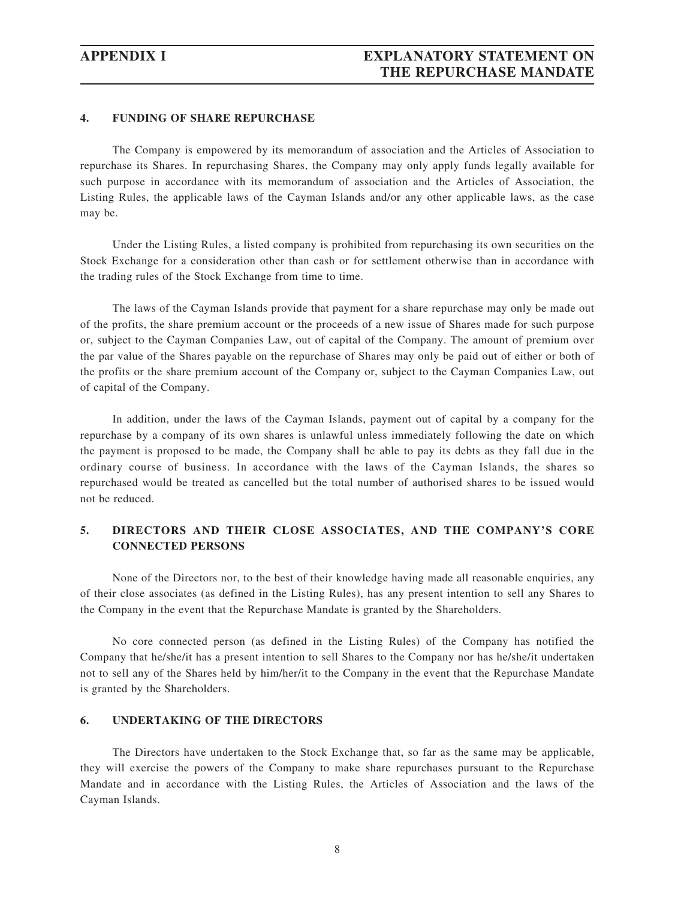### 4. FUNDING OF SHARE REPURCHASE

The Company is empowered by its memorandum of association and the Articles of Association to repurchase its Shares. In repurchasing Shares, the Company may only apply funds legally available for such purpose in accordance with its memorandum of association and the Articles of Association, the Listing Rules, the applicable laws of the Cayman Islands and/or any other applicable laws, as the case may be.

Under the Listing Rules, a listed company is prohibited from repurchasing its own securities on the Stock Exchange for a consideration other than cash or for settlement otherwise than in accordance with the trading rules of the Stock Exchange from time to time.

The laws of the Cayman Islands provide that payment for a share repurchase may only be made out of the profits, the share premium account or the proceeds of a new issue of Shares made for such purpose or, subject to the Cayman Companies Law, out of capital of the Company. The amount of premium over the par value of the Shares payable on the repurchase of Shares may only be paid out of either or both of the profits or the share premium account of the Company or, subject to the Cayman Companies Law, out of capital of the Company.

In addition, under the laws of the Cayman Islands, payment out of capital by a company for the repurchase by a company of its own shares is unlawful unless immediately following the date on which the payment is proposed to be made, the Company shall be able to pay its debts as they fall due in the ordinary course of business. In accordance with the laws of the Cayman Islands, the shares so repurchased would be treated as cancelled but the total number of authorised shares to be issued would not be reduced.

### 5. DIRECTORS AND THEIR CLOSE ASSOCIATES, AND THE COMPANY'S CORE CONNECTED PERSONS

None of the Directors nor, to the best of their knowledge having made all reasonable enquiries, any of their close associates (as defined in the Listing Rules), has any present intention to sell any Shares to the Company in the event that the Repurchase Mandate is granted by the Shareholders.

No core connected person (as defined in the Listing Rules) of the Company has notified the Company that he/she/it has a present intention to sell Shares to the Company nor has he/she/it undertaken not to sell any of the Shares held by him/her/it to the Company in the event that the Repurchase Mandate is granted by the Shareholders.

### 6. UNDERTAKING OF THE DIRECTORS

The Directors have undertaken to the Stock Exchange that, so far as the same may be applicable, they will exercise the powers of the Company to make share repurchases pursuant to the Repurchase Mandate and in accordance with the Listing Rules, the Articles of Association and the laws of the Cayman Islands.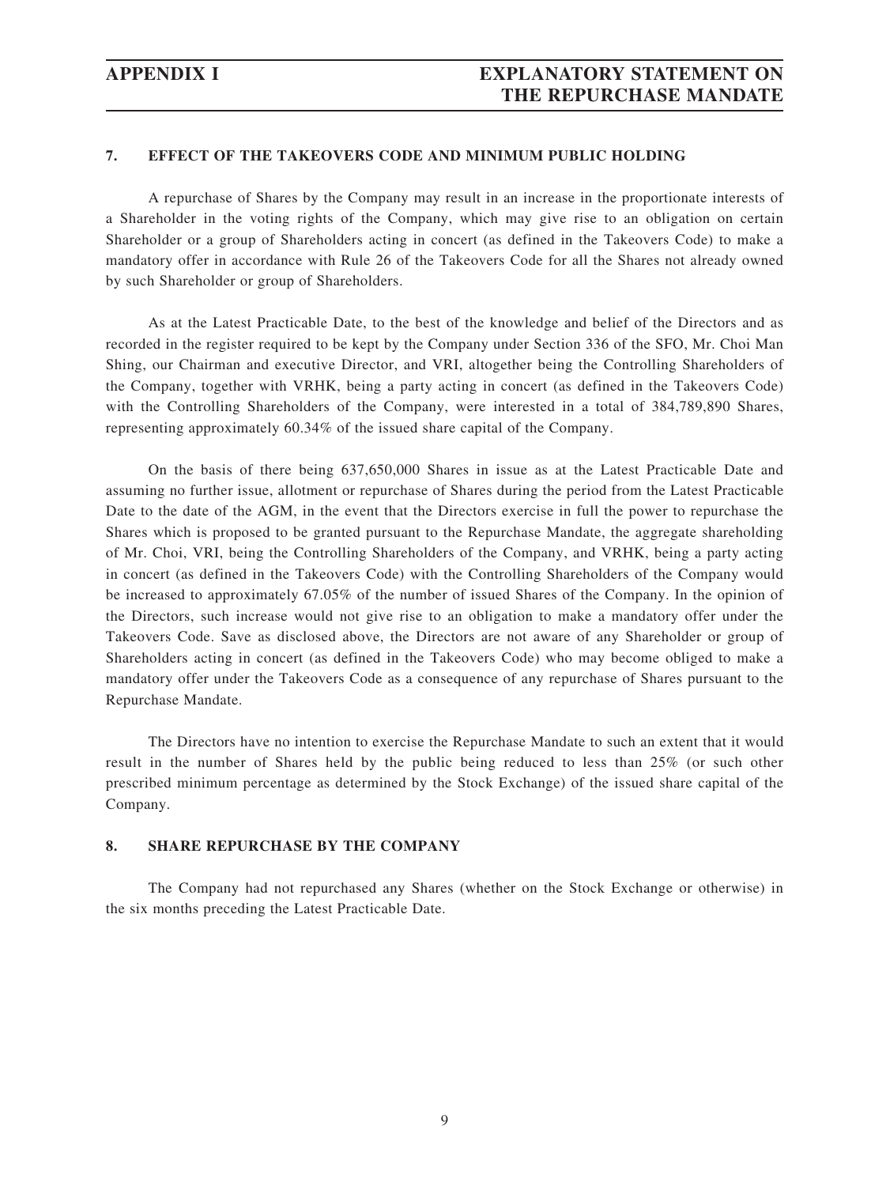## 7. EFFECT OF THE TAKEOVERS CODE AND MINIMUM PUBLIC HOLDING

A repurchase of Shares by the Company may result in an increase in the proportionate interests of a Shareholder in the voting rights of the Company, which may give rise to an obligation on certain Shareholder or a group of Shareholders acting in concert (as defined in the Takeovers Code) to make a mandatory offer in accordance with Rule 26 of the Takeovers Code for all the Shares not already owned by such Shareholder or group of Shareholders.

As at the Latest Practicable Date, to the best of the knowledge and belief of the Directors and as recorded in the register required to be kept by the Company under Section 336 of the SFO, Mr. Choi Man Shing, our Chairman and executive Director, and VRI, altogether being the Controlling Shareholders of the Company, together with VRHK, being a party acting in concert (as defined in the Takeovers Code) with the Controlling Shareholders of the Company, were interested in a total of 384,789,890 Shares, representing approximately 60.34% of the issued share capital of the Company.

On the basis of there being 637,650,000 Shares in issue as at the Latest Practicable Date and assuming no further issue, allotment or repurchase of Shares during the period from the Latest Practicable Date to the date of the AGM, in the event that the Directors exercise in full the power to repurchase the Shares which is proposed to be granted pursuant to the Repurchase Mandate, the aggregate shareholding of Mr. Choi, VRI, being the Controlling Shareholders of the Company, and VRHK, being a party acting in concert (as defined in the Takeovers Code) with the Controlling Shareholders of the Company would be increased to approximately 67.05% of the number of issued Shares of the Company. In the opinion of the Directors, such increase would not give rise to an obligation to make a mandatory offer under the Takeovers Code. Save as disclosed above, the Directors are not aware of any Shareholder or group of Shareholders acting in concert (as defined in the Takeovers Code) who may become obliged to make a mandatory offer under the Takeovers Code as a consequence of any repurchase of Shares pursuant to the Repurchase Mandate.

The Directors have no intention to exercise the Repurchase Mandate to such an extent that it would result in the number of Shares held by the public being reduced to less than 25% (or such other prescribed minimum percentage as determined by the Stock Exchange) of the issued share capital of the Company.

## 8. SHARE REPURCHASE BY THE COMPANY

The Company had not repurchased any Shares (whether on the Stock Exchange or otherwise) in the six months preceding the Latest Practicable Date.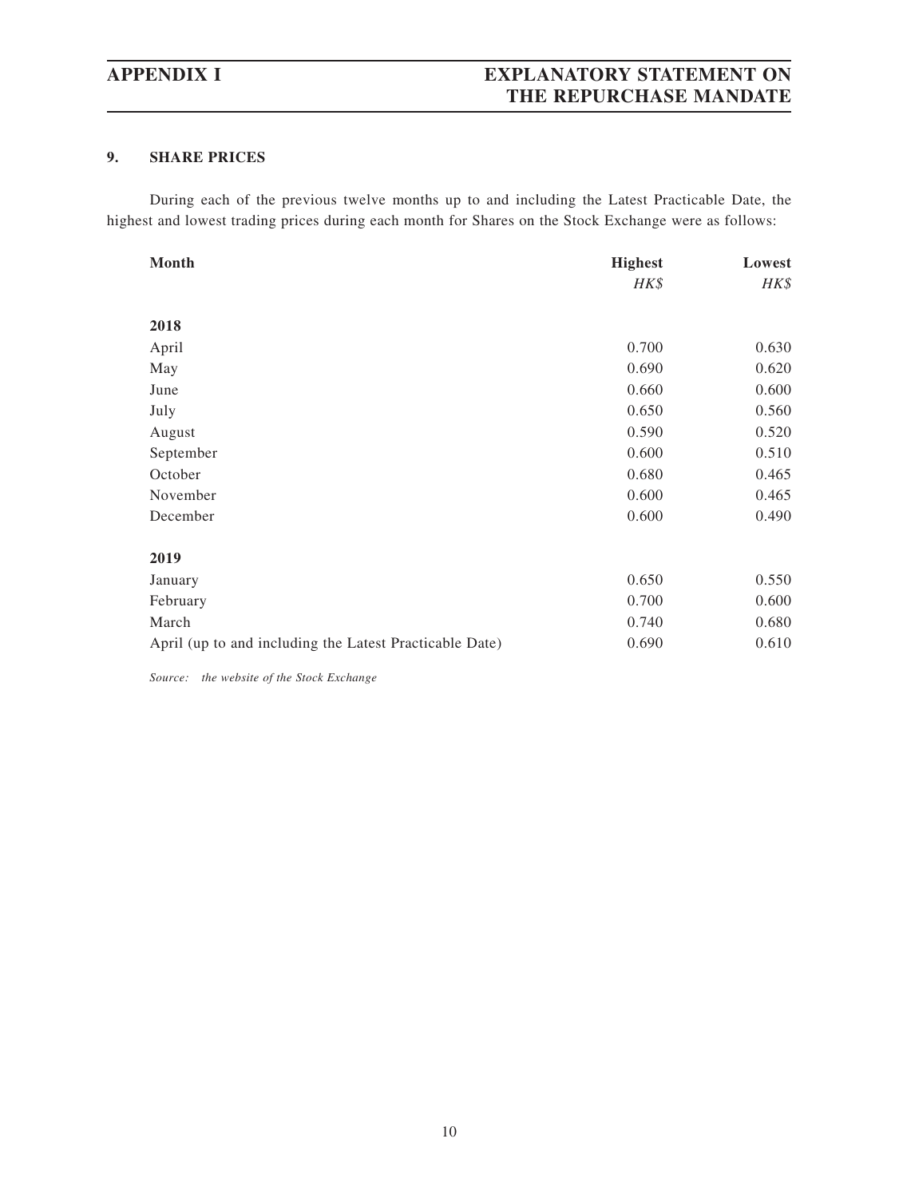## 9. SHARE PRICES

During each of the previous twelve months up to and including the Latest Practicable Date, the highest and lowest trading prices during each month for Shares on the Stock Exchange were as follows:

| Month | Highest | Lowest |
|---|---|---|
| | *HK$* | *HK$* |
| **2018** | | |
| April | 0.700 | 0.630 |
| May | 0.690 | 0.620 |
| June | 0.660 | 0.600 |
| July | 0.650 | 0.560 |
| August | 0.590 | 0.520 |
| September | 0.600 | 0.510 |
| October | 0.680 | 0.465 |
| November | 0.600 | 0.465 |
| December | 0.600 | 0.490 |
| **2019** | | |
| January | 0.650 | 0.550 |
| February | 0.700 | 0.600 |
| March | 0.740 | 0.680 |
| April (up to and including the Latest Practicable Date) | 0.690 | 0.610 |

*Source: the website of the Stock Exchange*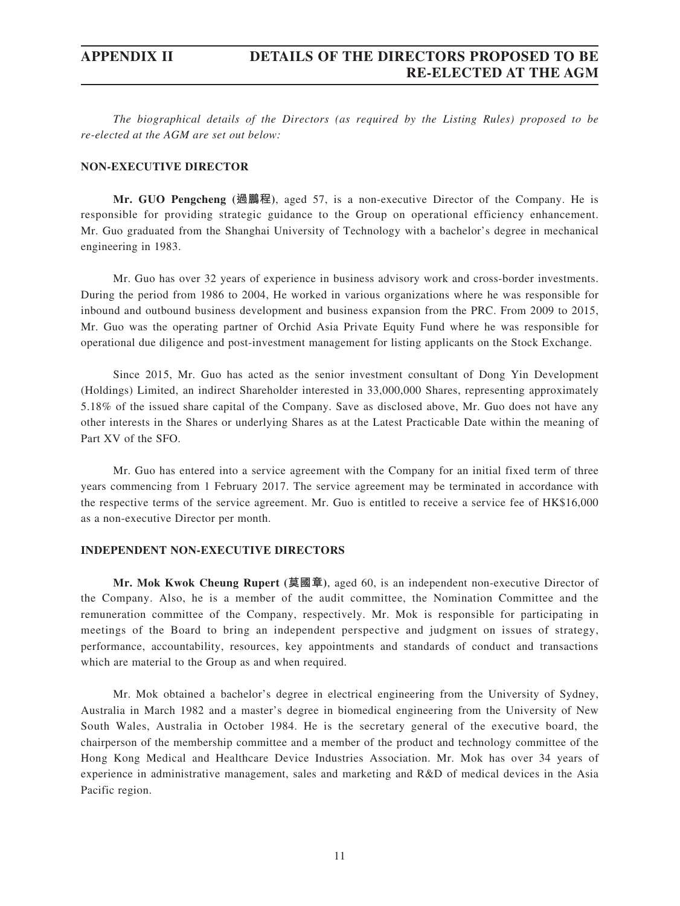# APPENDIX II DETAILS OF THE DIRECTORS PROPOSED TO BE RE-ELECTED AT THE AGM

*The biographical details of the Directors (as required by the Listing Rules) proposed to be re-elected at the AGM are set out below:*

**NON-EXECUTIVE DIRECTOR**

**Mr. GUO Pengcheng (過鵬程)**, aged 57, is a non-executive Director of the Company. He is responsible for providing strategic guidance to the Group on operational efficiency enhancement. Mr. Guo graduated from the Shanghai University of Technology with a bachelor's degree in mechanical engineering in 1983.

Mr. Guo has over 32 years of experience in business advisory work and cross-border investments. During the period from 1986 to 2004, He worked in various organizations where he was responsible for inbound and outbound business development and business expansion from the PRC. From 2009 to 2015, Mr. Guo was the operating partner of Orchid Asia Private Equity Fund where he was responsible for operational due diligence and post-investment management for listing applicants on the Stock Exchange.

Since 2015, Mr. Guo has acted as the senior investment consultant of Dong Yin Development (Holdings) Limited, an indirect Shareholder interested in 33,000,000 Shares, representing approximately 5.18% of the issued share capital of the Company. Save as disclosed above, Mr. Guo does not have any other interests in the Shares or underlying Shares as at the Latest Practicable Date within the meaning of Part XV of the SFO.

Mr. Guo has entered into a service agreement with the Company for an initial fixed term of three years commencing from 1 February 2017. The service agreement may be terminated in accordance with the respective terms of the service agreement. Mr. Guo is entitled to receive a service fee of HK$16,000 as a non-executive Director per month.

**INDEPENDENT NON-EXECUTIVE DIRECTORS**

**Mr. Mok Kwok Cheung Rupert (莫國章)**, aged 60, is an independent non-executive Director of the Company. Also, he is a member of the audit committee, the Nomination Committee and the remuneration committee of the Company, respectively. Mr. Mok is responsible for participating in meetings of the Board to bring an independent perspective and judgment on issues of strategy, performance, accountability, resources, key appointments and standards of conduct and transactions which are material to the Group as and when required.

Mr. Mok obtained a bachelor's degree in electrical engineering from the University of Sydney, Australia in March 1982 and a master's degree in biomedical engineering from the University of New South Wales, Australia in October 1984. He is the secretary general of the executive board, the chairperson of the membership committee and a member of the product and technology committee of the Hong Kong Medical and Healthcare Device Industries Association. Mr. Mok has over 34 years of experience in administrative management, sales and marketing and R&D of medical devices in the Asia Pacific region.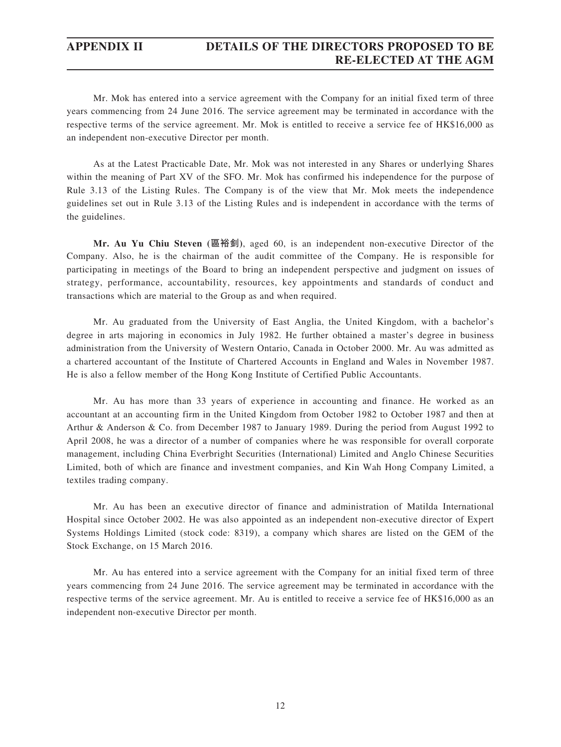Mr. Mok has entered into a service agreement with the Company for an initial fixed term of three years commencing from 24 June 2016. The service agreement may be terminated in accordance with the respective terms of the service agreement. Mr. Mok is entitled to receive a service fee of HK$16,000 as an independent non-executive Director per month.

As at the Latest Practicable Date, Mr. Mok was not interested in any Shares or underlying Shares within the meaning of Part XV of the SFO. Mr. Mok has confirmed his independence for the purpose of Rule 3.13 of the Listing Rules. The Company is of the view that Mr. Mok meets the independence guidelines set out in Rule 3.13 of the Listing Rules and is independent in accordance with the terms of the guidelines.

**Mr. Au Yu Chiu Steven (區裕釗)**, aged 60, is an independent non-executive Director of the Company. Also, he is the chairman of the audit committee of the Company. He is responsible for participating in meetings of the Board to bring an independent perspective and judgment on issues of strategy, performance, accountability, resources, key appointments and standards of conduct and transactions which are material to the Group as and when required.

Mr. Au graduated from the University of East Anglia, the United Kingdom, with a bachelor's degree in arts majoring in economics in July 1982. He further obtained a master's degree in business administration from the University of Western Ontario, Canada in October 2000. Mr. Au was admitted as a chartered accountant of the Institute of Chartered Accounts in England and Wales in November 1987. He is also a fellow member of the Hong Kong Institute of Certified Public Accountants.

Mr. Au has more than 33 years of experience in accounting and finance. He worked as an accountant at an accounting firm in the United Kingdom from October 1982 to October 1987 and then at Arthur & Anderson & Co. from December 1987 to January 1989. During the period from August 1992 to April 2008, he was a director of a number of companies where he was responsible for overall corporate management, including China Everbright Securities (International) Limited and Anglo Chinese Securities Limited, both of which are finance and investment companies, and Kin Wah Hong Company Limited, a textiles trading company.

Mr. Au has been an executive director of finance and administration of Matilda International Hospital since October 2002. He was also appointed as an independent non-executive director of Expert Systems Holdings Limited (stock code: 8319), a company which shares are listed on the GEM of the Stock Exchange, on 15 March 2016.

Mr. Au has entered into a service agreement with the Company for an initial fixed term of three years commencing from 24 June 2016. The service agreement may be terminated in accordance with the respective terms of the service agreement. Mr. Au is entitled to receive a service fee of HK$16,000 as an independent non-executive Director per month.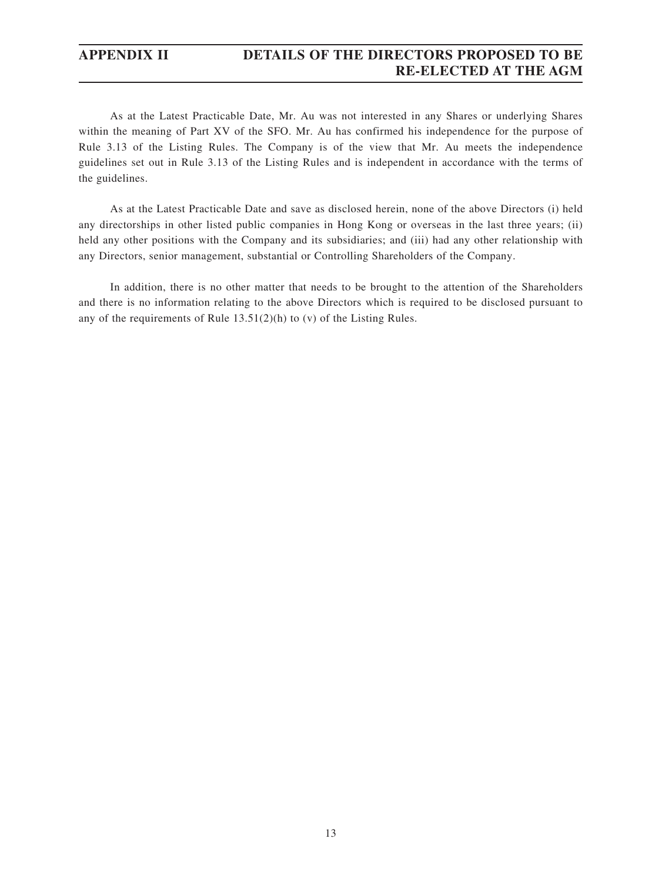As at the Latest Practicable Date, Mr. Au was not interested in any Shares or underlying Shares within the meaning of Part XV of the SFO. Mr. Au has confirmed his independence for the purpose of Rule 3.13 of the Listing Rules. The Company is of the view that Mr. Au meets the independence guidelines set out in Rule 3.13 of the Listing Rules and is independent in accordance with the terms of the guidelines.

As at the Latest Practicable Date and save as disclosed herein, none of the above Directors (i) held any directorships in other listed public companies in Hong Kong or overseas in the last three years; (ii) held any other positions with the Company and its subsidiaries; and (iii) had any other relationship with any Directors, senior management, substantial or Controlling Shareholders of the Company.

In addition, there is no other matter that needs to be brought to the attention of the Shareholders and there is no information relating to the above Directors which is required to be disclosed pursuant to any of the requirements of Rule 13.51(2)(h) to (v) of the Listing Rules.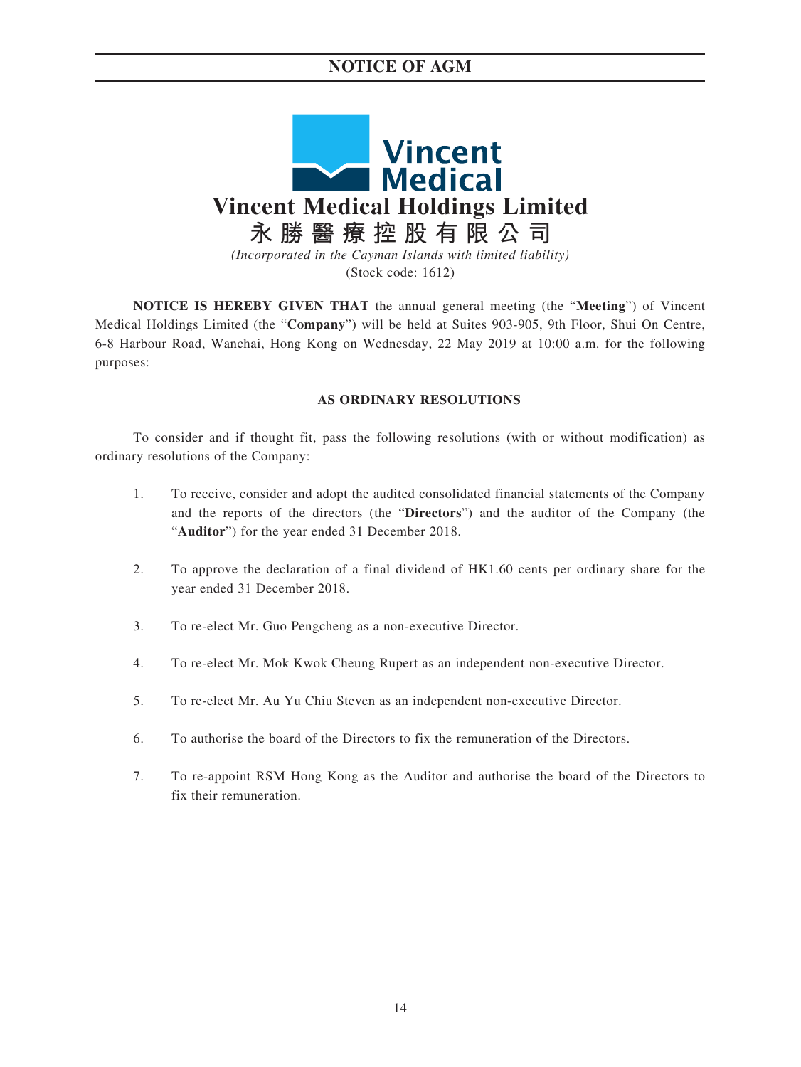# NOTICE OF AGM

# Vincent Medical Holdings Limited

# 永勝醫療控股有限公司

*(Incorporated in the Cayman Islands with limited liability)*

(Stock code: 1612)

**NOTICE IS HEREBY GIVEN THAT** the annual general meeting (the "**Meeting**") of Vincent Medical Holdings Limited (the "**Company**") will be held at Suites 903-905, 9th Floor, Shui On Centre, 6-8 Harbour Road, Wanchai, Hong Kong on Wednesday, 22 May 2019 at 10:00 a.m. for the following purposes:

**AS ORDINARY RESOLUTIONS**

To consider and if thought fit, pass the following resolutions (with or without modification) as ordinary resolutions of the Company:

1. To receive, consider and adopt the audited consolidated financial statements of the Company and the reports of the directors (the "**Directors**") and the auditor of the Company (the "**Auditor**") for the year ended 31 December 2018.

2. To approve the declaration of a final dividend of HK1.60 cents per ordinary share for the year ended 31 December 2018.

3. To re-elect Mr. Guo Pengcheng as a non-executive Director.

4. To re-elect Mr. Mok Kwok Cheung Rupert as an independent non-executive Director.

5. To re-elect Mr. Au Yu Chiu Steven as an independent non-executive Director.

6. To authorise the board of the Directors to fix the remuneration of the Directors.

7. To re-appoint RSM Hong Kong as the Auditor and authorise the board of the Directors to fix their remuneration.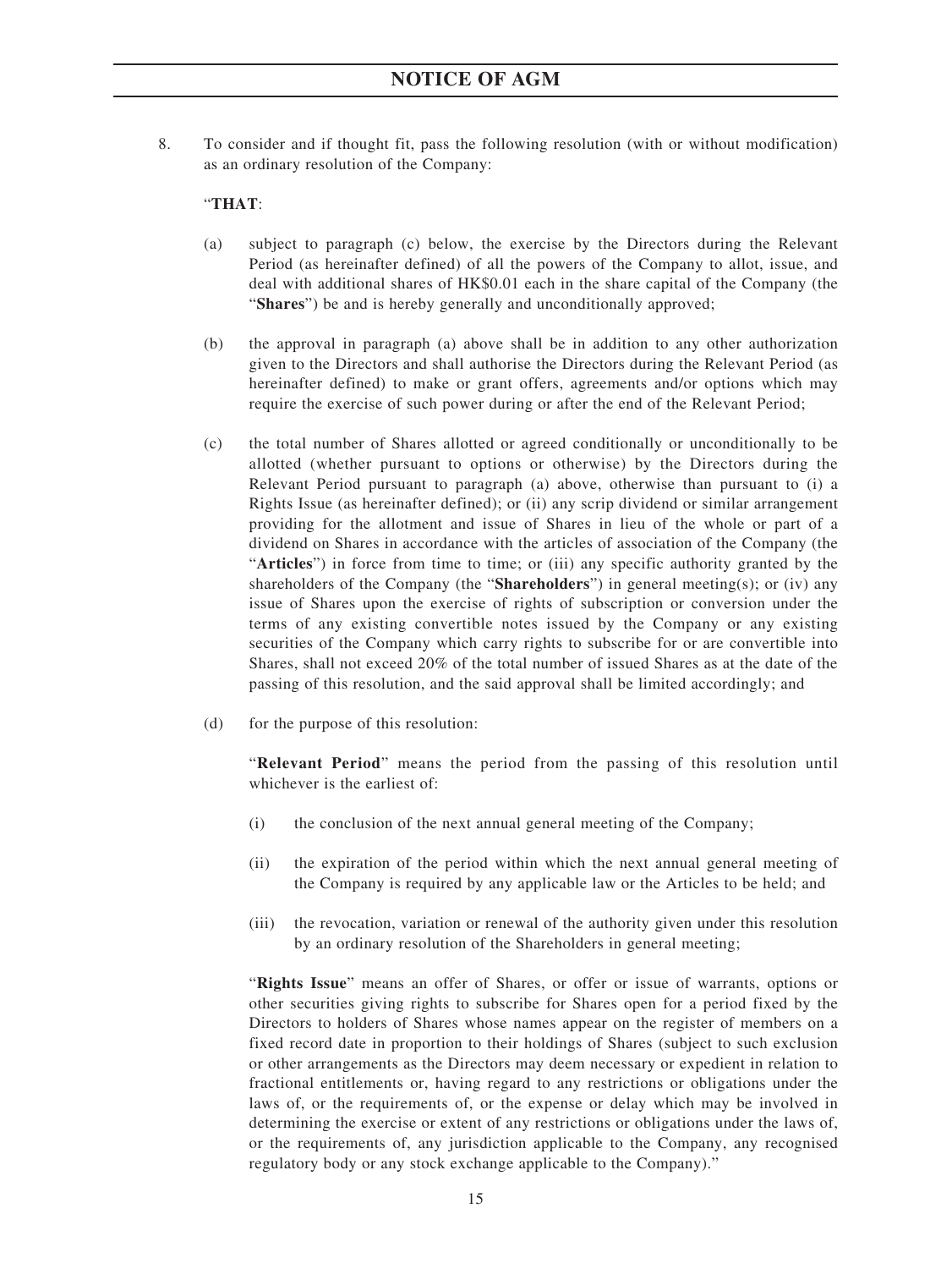8. To consider and if thought fit, pass the following resolution (with or without modification) as an ordinary resolution of the Company:

   "**THAT**:

   (a) subject to paragraph (c) below, the exercise by the Directors during the Relevant Period (as hereinafter defined) of all the powers of the Company to allot, issue, and deal with additional shares of HK$0.01 each in the share capital of the Company (the "**Shares**") be and is hereby generally and unconditionally approved;

   (b) the approval in paragraph (a) above shall be in addition to any other authorization given to the Directors and shall authorise the Directors during the Relevant Period (as hereinafter defined) to make or grant offers, agreements and/or options which may require the exercise of such power during or after the end of the Relevant Period;

   (c) the total number of Shares allotted or agreed conditionally or unconditionally to be allotted (whether pursuant to options or otherwise) by the Directors during the Relevant Period pursuant to paragraph (a) above, otherwise than pursuant to (i) a Rights Issue (as hereinafter defined); or (ii) any scrip dividend or similar arrangement providing for the allotment and issue of Shares in lieu of the whole or part of a dividend on Shares in accordance with the articles of association of the Company (the "**Articles**") in force from time to time; or (iii) any specific authority granted by the shareholders of the Company (the "**Shareholders**") in general meeting(s); or (iv) any issue of Shares upon the exercise of rights of subscription or conversion under the terms of any existing convertible notes issued by the Company or any existing securities of the Company which carry rights to subscribe for or are convertible into Shares, shall not exceed 20% of the total number of issued Shares as at the date of the passing of this resolution, and the said approval shall be limited accordingly; and

   (d) for the purpose of this resolution:

      "**Relevant Period**" means the period from the passing of this resolution until whichever is the earliest of:

      (i) the conclusion of the next annual general meeting of the Company;

      (ii) the expiration of the period within which the next annual general meeting of the Company is required by any applicable law or the Articles to be held; and

      (iii) the revocation, variation or renewal of the authority given under this resolution by an ordinary resolution of the Shareholders in general meeting;

      "**Rights Issue**" means an offer of Shares, or offer or issue of warrants, options or other securities giving rights to subscribe for Shares open for a period fixed by the Directors to holders of Shares whose names appear on the register of members on a fixed record date in proportion to their holdings of Shares (subject to such exclusion or other arrangements as the Directors may deem necessary or expedient in relation to fractional entitlements or, having regard to any restrictions or obligations under the laws of, or the requirements of, or the expense or delay which may be involved in determining the exercise or extent of any restrictions or obligations under the laws of, or the requirements of, any jurisdiction applicable to the Company, any recognised regulatory body or any stock exchange applicable to the Company)."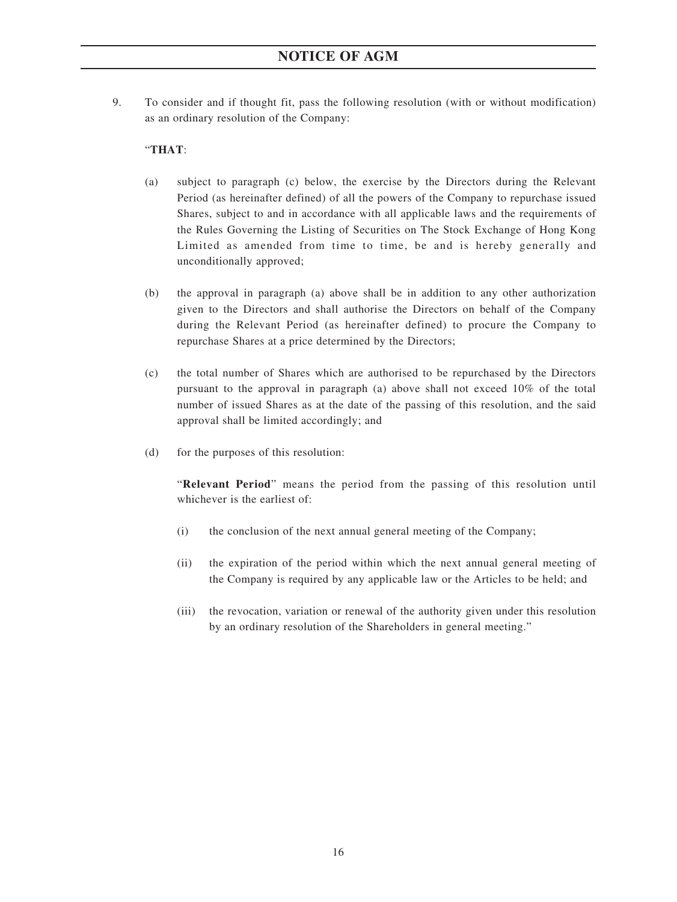9. To consider and if thought fit, pass the following resolution (with or without modification) as an ordinary resolution of the Company:

"**THAT**:

(a) subject to paragraph (c) below, the exercise by the Directors during the Relevant Period (as hereinafter defined) of all the powers of the Company to repurchase issued Shares, subject to and in accordance with all applicable laws and the requirements of the Rules Governing the Listing of Securities on The Stock Exchange of Hong Kong Limited as amended from time to time, be and is hereby generally and unconditionally approved;

(b) the approval in paragraph (a) above shall be in addition to any other authorization given to the Directors and shall authorise the Directors on behalf of the Company during the Relevant Period (as hereinafter defined) to procure the Company to repurchase Shares at a price determined by the Directors;

(c) the total number of Shares which are authorised to be repurchased by the Directors pursuant to the approval in paragraph (a) above shall not exceed 10% of the total number of issued Shares as at the date of the passing of this resolution, and the said approval shall be limited accordingly; and

(d) for the purposes of this resolution:

"**Relevant Period**" means the period from the passing of this resolution until whichever is the earliest of:

(i) the conclusion of the next annual general meeting of the Company;

(ii) the expiration of the period within which the next annual general meeting of the Company is required by any applicable law or the Articles to be held; and

(iii) the revocation, variation or renewal of the authority given under this resolution by an ordinary resolution of the Shareholders in general meeting."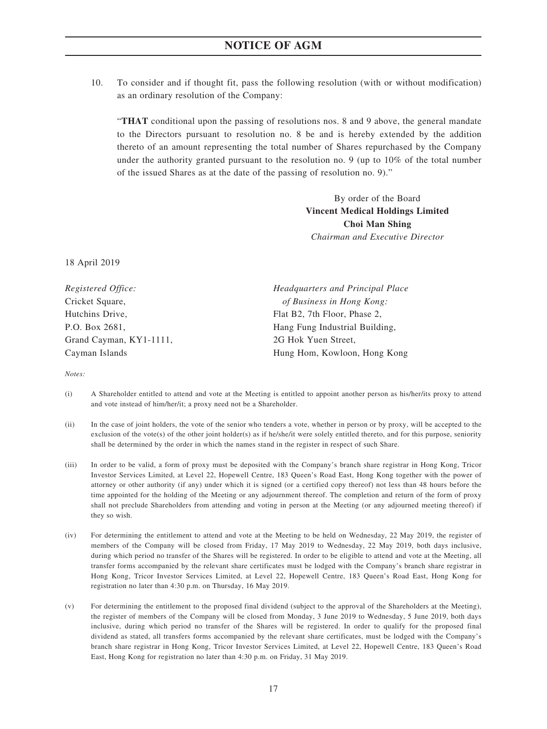10. To consider and if thought fit, pass the following resolution (with or without modification) as an ordinary resolution of the Company:

"**THAT** conditional upon the passing of resolutions nos. 8 and 9 above, the general mandate to the Directors pursuant to resolution no. 8 be and is hereby extended by the addition thereto of an amount representing the total number of Shares repurchased by the Company under the authority granted pursuant to the resolution no. 9 (up to 10% of the total number of the issued Shares as at the date of the passing of resolution no. 9)."

By order of the Board
**Vincent Medical Holdings Limited**
**Choi Man Shing**
*Chairman and Executive Director*

18 April 2019

*Registered Office:*
Cricket Square,
Hutchins Drive,
P.O. Box 2681,
Grand Cayman, KY1-1111,
Cayman Islands

*Headquarters and Principal Place of Business in Hong Kong:*
Flat B2, 7th Floor, Phase 2,
Hang Fung Industrial Building,
2G Hok Yuen Street,
Hung Hom, Kowloon, Hong Kong

*Notes:*

(i) A Shareholder entitled to attend and vote at the Meeting is entitled to appoint another person as his/her/its proxy to attend and vote instead of him/her/it; a proxy need not be a Shareholder.

(ii) In the case of joint holders, the vote of the senior who tenders a vote, whether in person or by proxy, will be accepted to the exclusion of the vote(s) of the other joint holder(s) as if he/she/it were solely entitled thereto, and for this purpose, seniority shall be determined by the order in which the names stand in the register in respect of such Share.

(iii) In order to be valid, a form of proxy must be deposited with the Company's branch share registrar in Hong Kong, Tricor Investor Services Limited, at Level 22, Hopewell Centre, 183 Queen's Road East, Hong Kong together with the power of attorney or other authority (if any) under which it is signed (or a certified copy thereof) not less than 48 hours before the time appointed for the holding of the Meeting or any adjournment thereof. The completion and return of the form of proxy shall not preclude Shareholders from attending and voting in person at the Meeting (or any adjourned meeting thereof) if they so wish.

(iv) For determining the entitlement to attend and vote at the Meeting to be held on Wednesday, 22 May 2019, the register of members of the Company will be closed from Friday, 17 May 2019 to Wednesday, 22 May 2019, both days inclusive, during which period no transfer of the Shares will be registered. In order to be eligible to attend and vote at the Meeting, all transfer forms accompanied by the relevant share certificates must be lodged with the Company's branch share registrar in Hong Kong, Tricor Investor Services Limited, at Level 22, Hopewell Centre, 183 Queen's Road East, Hong Kong for registration no later than 4:30 p.m. on Thursday, 16 May 2019.

(v) For determining the entitlement to the proposed final dividend (subject to the approval of the Shareholders at the Meeting), the register of members of the Company will be closed from Monday, 3 June 2019 to Wednesday, 5 June 2019, both days inclusive, during which period no transfer of the Shares will be registered. In order to qualify for the proposed final dividend as stated, all transfers forms accompanied by the relevant share certificates, must be lodged with the Company's branch share registrar in Hong Kong, Tricor Investor Services Limited, at Level 22, Hopewell Centre, 183 Queen's Road East, Hong Kong for registration no later than 4:30 p.m. on Friday, 31 May 2019.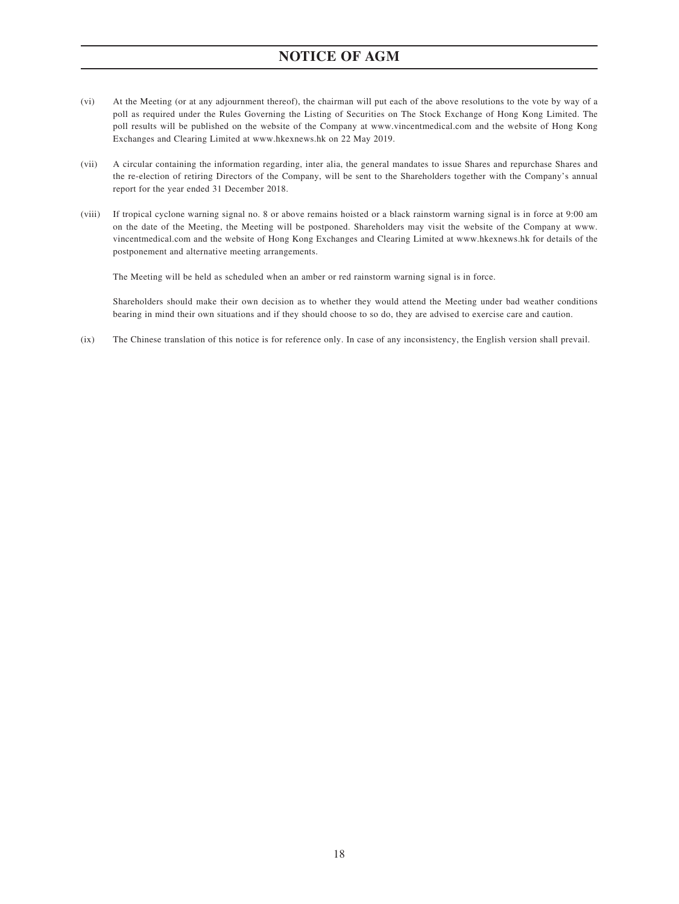# NOTICE OF AGM

(vi) At the Meeting (or at any adjournment thereof), the chairman will put each of the above resolutions to the vote by way of a poll as required under the Rules Governing the Listing of Securities on The Stock Exchange of Hong Kong Limited. The poll results will be published on the website of the Company at www.vincentmedical.com and the website of Hong Kong Exchanges and Clearing Limited at www.hkexnews.hk on 22 May 2019.

(vii) A circular containing the information regarding, inter alia, the general mandates to issue Shares and repurchase Shares and the re-election of retiring Directors of the Company, will be sent to the Shareholders together with the Company's annual report for the year ended 31 December 2018.

(viii) If tropical cyclone warning signal no. 8 or above remains hoisted or a black rainstorm warning signal is in force at 9:00 am on the date of the Meeting, the Meeting will be postponed. Shareholders may visit the website of the Company at www.vincentmedical.com and the website of Hong Kong Exchanges and Clearing Limited at www.hkexnews.hk for details of the postponement and alternative meeting arrangements.

The Meeting will be held as scheduled when an amber or red rainstorm warning signal is in force.

Shareholders should make their own decision as to whether they would attend the Meeting under bad weather conditions bearing in mind their own situations and if they should choose to so do, they are advised to exercise care and caution.

(ix) The Chinese translation of this notice is for reference only. In case of any inconsistency, the English version shall prevail.